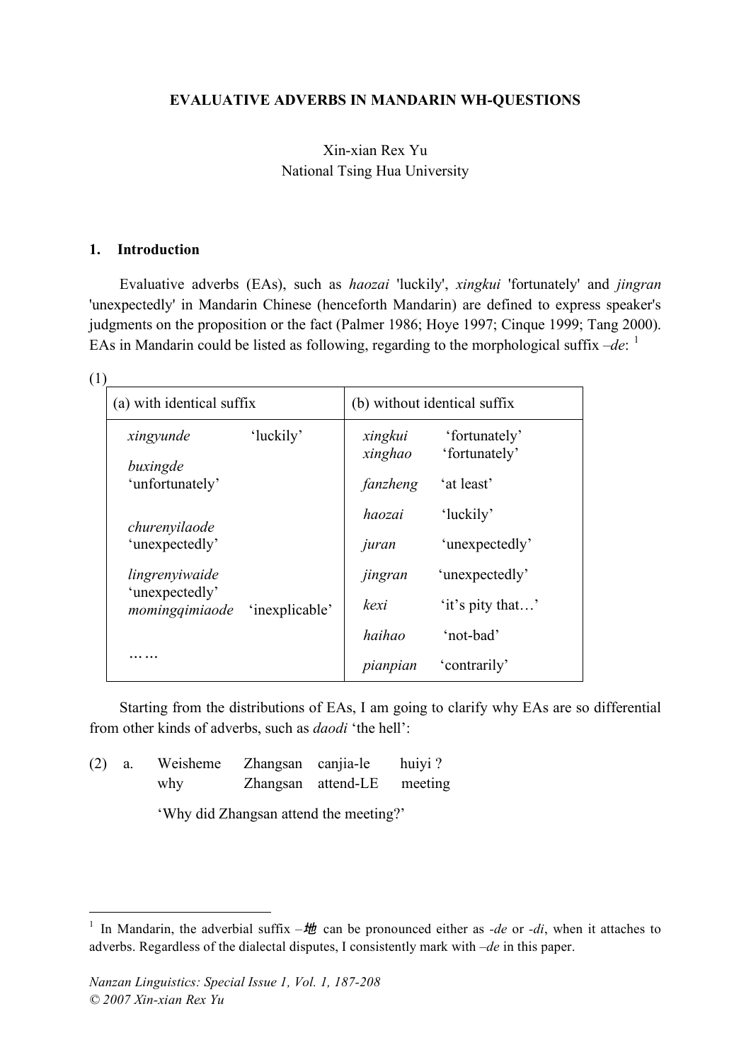**EVALUATIVE ADVERBS IN MANDARIN WH-QUESTIONS**

Xin-xian Rex Yu
National Tsing Hua University

## 1. Introduction

Evaluative adverbs (EAs), such as *haozai* 'luckily', *xingkui* 'fortunately' and *jingran* 'unexpectedly' in Mandarin Chinese (henceforth Mandarin) are defined to express speaker's judgments on the proposition or the fact (Palmer 1986; Hoye 1997; Cinque 1999; Tang 2000). EAs in Mandarin could be listed as following, regarding to the morphological suffix *–de*: [1]

(1)

| (a) with identical suffix | (b) without identical suffix |
|---|---|
| *xingyunde* 'luckily' | *xingkui* 'fortunately' |
| *buxingde* 'unfortunately' | *xinghao* 'fortunately' |
| *churenyilaode* 'unexpectedly' | *fanzheng* 'at least' |
| *lingrenyiwaide* 'unexpectedly' | *haozai* 'luckily' |
| *momingqimiaode* 'inexplicable' | *juran* 'unexpectedly' |
| …… | *jingran* 'unexpectedly' |
| | *kexi* 'it's pity that…' |
| | *haihao* 'not-bad' |
| | *pianpian* 'contrarily' |

Starting from the distributions of EAs, I am going to clarify why EAs are so differential from other kinds of adverbs, such as *daodi* 'the hell':

(2) a. Weisheme Zhangsan canjia-le huiyi ?
why Zhangsan attend-LE meeting

'Why did Zhangsan attend the meeting?'

---

[1] In Mandarin, the adverbial suffix *–地* can be pronounced either as *-de* or *-di*, when it attaches to adverbs. Regardless of the dialectal disputes, I consistently mark with *–de* in this paper.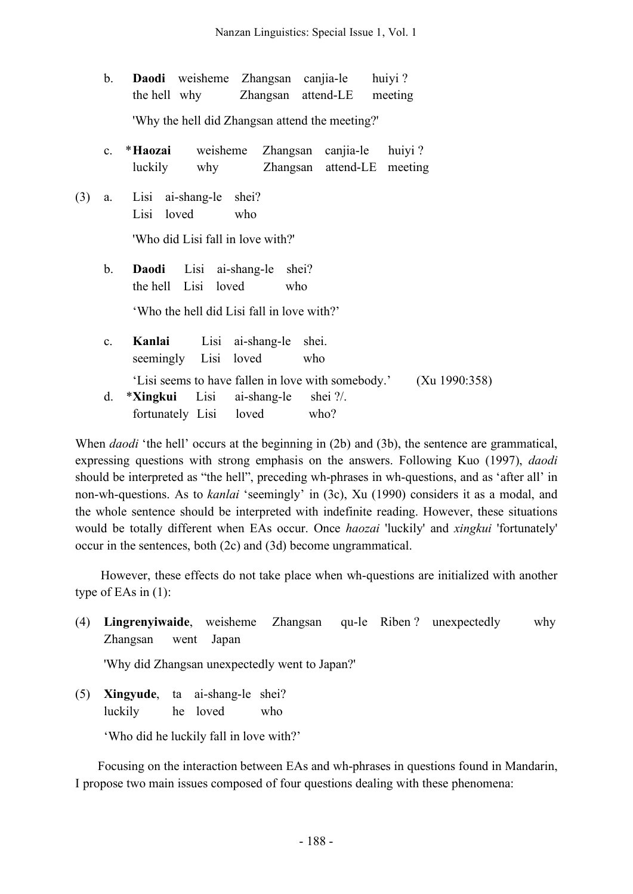b. **Daodi** weisheme Zhangsan canjia-le huiyi ?
the hell why Zhangsan attend-LE meeting

'Why the hell did Zhangsan attend the meeting?'

c. ***Haozai** weisheme Zhangsan canjia-le huiyi ?
luckily why Zhangsan attend-LE meeting

(3) a. Lisi ai-shang-le shei?
Lisi loved who

'Who did Lisi fall in love with?'

b. **Daodi** Lisi ai-shang-le shei?
the hell Lisi loved who

'Who the hell did Lisi fall in love with?'

c. **Kanlai** Lisi ai-shang-le shei.
seemingly Lisi loved who

'Lisi seems to have fallen in love with somebody.' (Xu 1990:358)

d. ***Xingkui** Lisi ai-shang-le shei ?/.
fortunately Lisi loved who?

When *daodi* 'the hell' occurs at the beginning in (2b) and (3b), the sentence are grammatical, expressing questions with strong emphasis on the answers. Following Kuo (1997), *daodi* should be interpreted as "the hell", preceding wh-phrases in wh-questions, and as 'after all' in non-wh-questions. As to *kanlai* 'seemingly' in (3c), Xu (1990) considers it as a modal, and the whole sentence should be interpreted with indefinite reading. However, these situations would be totally different when EAs occur. Once *haozai* 'luckily' and *xingkui* 'fortunately' occur in the sentences, both (2c) and (3d) become ungrammatical.

However, these effects do not take place when wh-questions are initialized with another type of EAs in (1):

(4) **Lingrenyiwaide**, weisheme Zhangsan qu-le Riben ? unexpectedly why Zhangsan went Japan

'Why did Zhangsan unexpectedly went to Japan?'

(5) **Xingyude**, ta ai-shang-le shei?
luckily he loved who

'Who did he luckily fall in love with?'

Focusing on the interaction between EAs and wh-phrases in questions found in Mandarin, I propose two main issues composed of four questions dealing with these phenomena: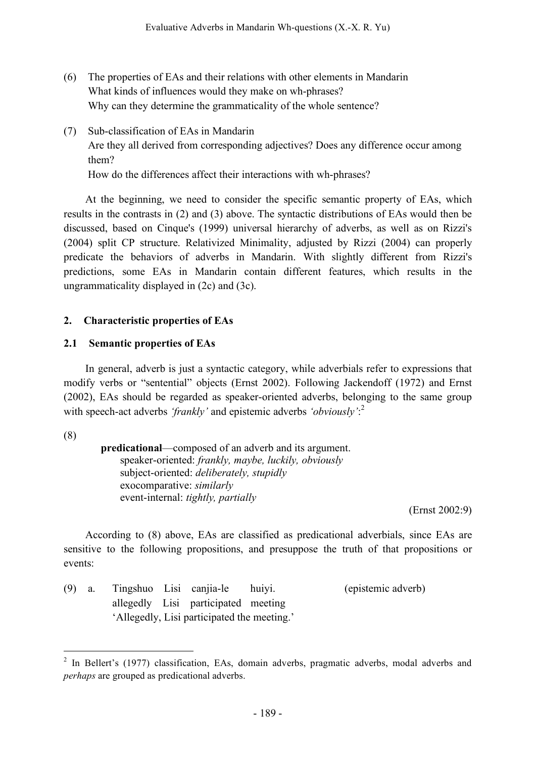(6) The properties of EAs and their relations with other elements in Mandarin
What kinds of influences would they make on wh-phrases?
Why can they determine the grammaticality of the whole sentence?

(7) Sub-classification of EAs in Mandarin
Are they all derived from corresponding adjectives? Does any difference occur among them?
How do the differences affect their interactions with wh-phrases?

At the beginning, we need to consider the specific semantic property of EAs, which results in the contrasts in (2) and (3) above. The syntactic distributions of EAs would then be discussed, based on Cinque's (1999) universal hierarchy of adverbs, as well as on Rizzi's (2004) split CP structure. Relativized Minimality, adjusted by Rizzi (2004) can properly predicate the behaviors of adverbs in Mandarin. With slightly different from Rizzi's predictions, some EAs in Mandarin contain different features, which results in the ungrammaticality displayed in (2c) and (3c).

## 2. Characteristic properties of EAs

### 2.1 Semantic properties of EAs

In general, adverb is just a syntactic category, while adverbials refer to expressions that modify verbs or "sentential" objects (Ernst 2002). Following Jackendoff (1972) and Ernst (2002), EAs should be regarded as speaker-oriented adverbs, belonging to the same group with speech-act adverbs *'frankly'* and epistemic adverbs *'obviously'*:[2]

(8)

**predicational**—composed of an adverb and its argument.
speaker-oriented: *frankly, maybe, luckily, obviously*
subject-oriented: *deliberately, stupidly*
exocomparative: *similarly*
event-internal: *tightly, partially*

(Ernst 2002:9)

According to (8) above, EAs are classified as predicational adverbials, since EAs are sensitive to the following propositions, and presuppose the truth of that propositions or events:

(9) a. Tingshuo Lisi canjia-le huiyi. (epistemic adverb)
allegedly Lisi participated meeting
'Allegedly, Lisi participated the meeting.'

---

[2] In Bellert's (1977) classification, EAs, domain adverbs, pragmatic adverbs, modal adverbs and *perhaps* are grouped as predicational adverbs.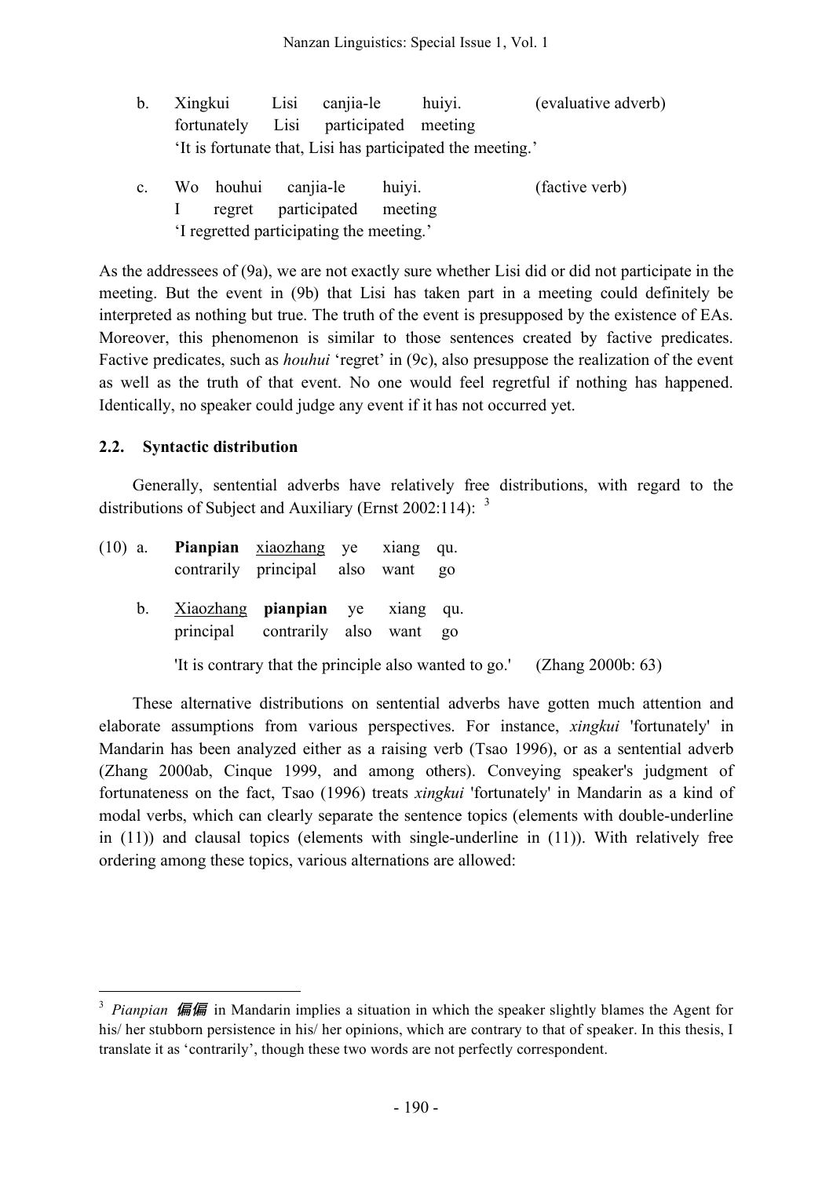b. Xingkui Lisi canjia-le huiyi. (evaluative adverb)
   fortunately Lisi participated meeting
   'It is fortunate that, Lisi has participated the meeting.'

c. Wo houhui canjia-le huiyi. (factive verb)
   I regret participated meeting
   'I regretted participating the meeting.'

As the addressees of (9a), we are not exactly sure whether Lisi did or did not participate in the meeting. But the event in (9b) that Lisi has taken part in a meeting could definitely be interpreted as nothing but true. The truth of the event is presupposed by the existence of EAs. Moreover, this phenomenon is similar to those sentences created by factive predicates. Factive predicates, such as *houhui* 'regret' in (9c), also presuppose the realization of the event as well as the truth of that event. No one would feel regretful if nothing has happened. Identically, no speaker could judge any event if it has not occurred yet.

### 2.2. Syntactic distribution

Generally, sentential adverbs have relatively free distributions, with regard to the distributions of Subject and Auxiliary (Ernst 2002:114): [3]

(10) a. **Pianpian** xiaozhang ye xiang qu.
   contrarily principal also want go

b. Xiaozhang **pianpian** ye xiang qu.
   principal contrarily also want go

   'It is contrary that the principle also wanted to go.' (Zhang 2000b: 63)

These alternative distributions on sentential adverbs have gotten much attention and elaborate assumptions from various perspectives. For instance, *xingkui* 'fortunately' in Mandarin has been analyzed either as a raising verb (Tsao 1996), or as a sentential adverb (Zhang 2000ab, Cinque 1999, and among others). Conveying speaker's judgment of fortunateness on the fact, Tsao (1996) treats *xingkui* 'fortunately' in Mandarin as a kind of modal verbs, which can clearly separate the sentence topics (elements with double-underline in (11)) and clausal topics (elements with single-underline in (11)). With relatively free ordering among these topics, various alternations are allowed:

---

[3] *Pianpian* 偏偏 in Mandarin implies a situation in which the speaker slightly blames the Agent for his/ her stubborn persistence in his/ her opinions, which are contrary to that of speaker. In this thesis, I translate it as 'contrarily', though these two words are not perfectly correspondent.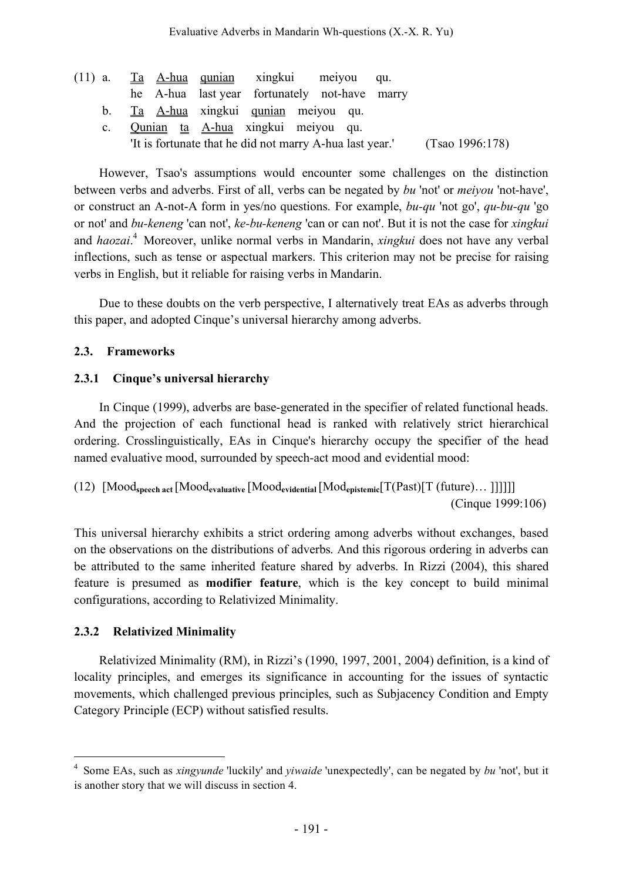(11) a. <u>Ta</u> <u>A-hua</u> <u>qunian</u> xingkui meiyou qu.
he A-hua last year fortunately not-have marry

b. <u>Ta</u> <u>A-hua</u> xingkui <u>qunian</u> meiyou qu.

c. <u>Qunian</u> <u>ta</u> <u>A-hua</u> xingkui meiyou qu.
'It is fortunate that he did not marry A-hua last year.' (Tsao 1996:178)

However, Tsao's assumptions would encounter some challenges on the distinction between verbs and adverbs. First of all, verbs can be negated by *bu* 'not' or *meiyou* 'not-have', or construct an A-not-A form in yes/no questions. For example, *bu-qu* 'not go', *qu-bu-qu* 'go or not' and *bu-keneng* 'can not', *ke-bu-keneng* 'can or can not'. But it is not the case for *xingkui* and *haozai*.[4] Moreover, unlike normal verbs in Mandarin, *xingkui* does not have any verbal inflections, such as tense or aspectual markers. This criterion may not be precise for raising verbs in English, but it reliable for raising verbs in Mandarin.

Due to these doubts on the verb perspective, I alternatively treat EAs as adverbs through this paper, and adopted Cinque's universal hierarchy among adverbs.

### 2.3. Frameworks

#### 2.3.1 Cinque's universal hierarchy

In Cinque (1999), adverbs are base-generated in the specifier of related functional heads. And the projection of each functional head is ranked with relatively strict hierarchical ordering. Crosslinguistically, EAs in Cinque's hierarchy occupy the specifier of the head named evaluative mood, surrounded by speech-act mood and evidential mood:

(12) [Mood$_{\textbf{speech act}}$ [Mood$_{\textbf{evaluative}}$ [Mood$_{\textbf{evidential}}$ [Mod$_{\textbf{epistemic}}$[T(Past)[T (future)… ]]]]]] (Cinque 1999:106)

This universal hierarchy exhibits a strict ordering among adverbs without exchanges, based on the observations on the distributions of adverbs. And this rigorous ordering in adverbs can be attributed to the same inherited feature shared by adverbs. In Rizzi (2004), this shared feature is presumed as **modifier feature**, which is the key concept to build minimal configurations, according to Relativized Minimality.

#### 2.3.2 Relativized Minimality

Relativized Minimality (RM), in Rizzi's (1990, 1997, 2001, 2004) definition, is a kind of locality principles, and emerges its significance in accounting for the issues of syntactic movements, which challenged previous principles, such as Subjacency Condition and Empty Category Principle (ECP) without satisfied results.

---

[4] Some EAs, such as *xingyunde* 'luckily' and *yiwaide* 'unexpectedly', can be negated by *bu* 'not', but it is another story that we will discuss in section 4.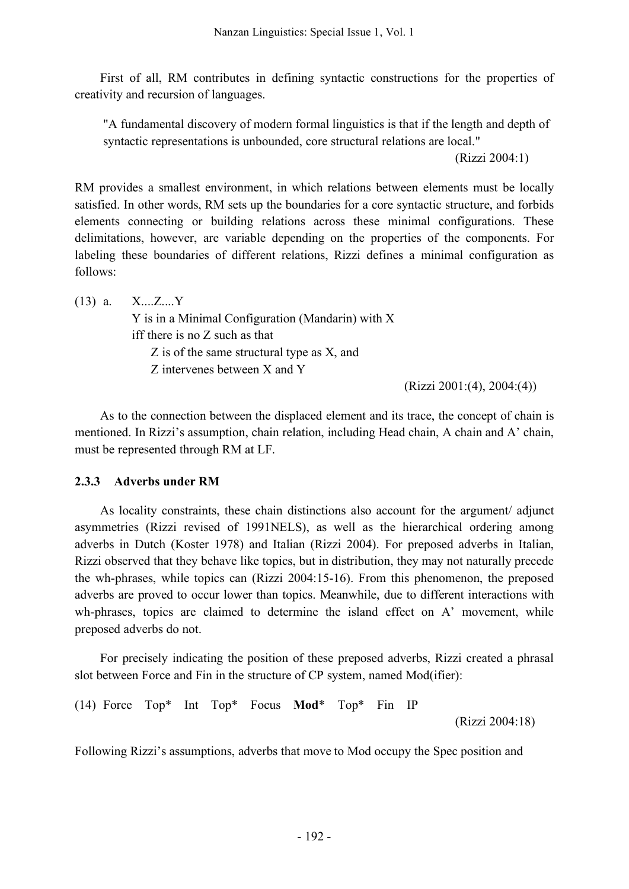First of all, RM contributes in defining syntactic constructions for the properties of creativity and recursion of languages.

> "A fundamental discovery of modern formal linguistics is that if the length and depth of syntactic representations is unbounded, core structural relations are local."
>
> (Rizzi 2004:1)

RM provides a smallest environment, in which relations between elements must be locally satisfied. In other words, RM sets up the boundaries for a core syntactic structure, and forbids elements connecting or building relations across these minimal configurations. These delimitations, however, are variable depending on the properties of the components. For labeling these boundaries of different relations, Rizzi defines a minimal configuration as follows:

(13) a. X....Z....Y
  Y is in a Minimal Configuration (Mandarin) with X
  iff there is no Z such as that
   Z is of the same structural type as X, and
   Z intervenes between X and Y

(Rizzi 2001:(4), 2004:(4))

As to the connection between the displaced element and its trace, the concept of chain is mentioned. In Rizzi's assumption, chain relation, including Head chain, A chain and A' chain, must be represented through RM at LF.

### 2.3.3 Adverbs under RM

As locality constraints, these chain distinctions also account for the argument/ adjunct asymmetries (Rizzi revised of 1991NELS), as well as the hierarchical ordering among adverbs in Dutch (Koster 1978) and Italian (Rizzi 2004). For preposed adverbs in Italian, Rizzi observed that they behave like topics, but in distribution, they may not naturally precede the wh-phrases, while topics can (Rizzi 2004:15-16). From this phenomenon, the preposed adverbs are proved to occur lower than topics. Meanwhile, due to different interactions with wh-phrases, topics are claimed to determine the island effect on A' movement, while preposed adverbs do not.

For precisely indicating the position of these preposed adverbs, Rizzi created a phrasal slot between Force and Fin in the structure of CP system, named Mod(ifier):

(14) Force Top* Int Top* Focus **Mod*** Top* Fin IP

(Rizzi 2004:18)

Following Rizzi's assumptions, adverbs that move to Mod occupy the Spec position and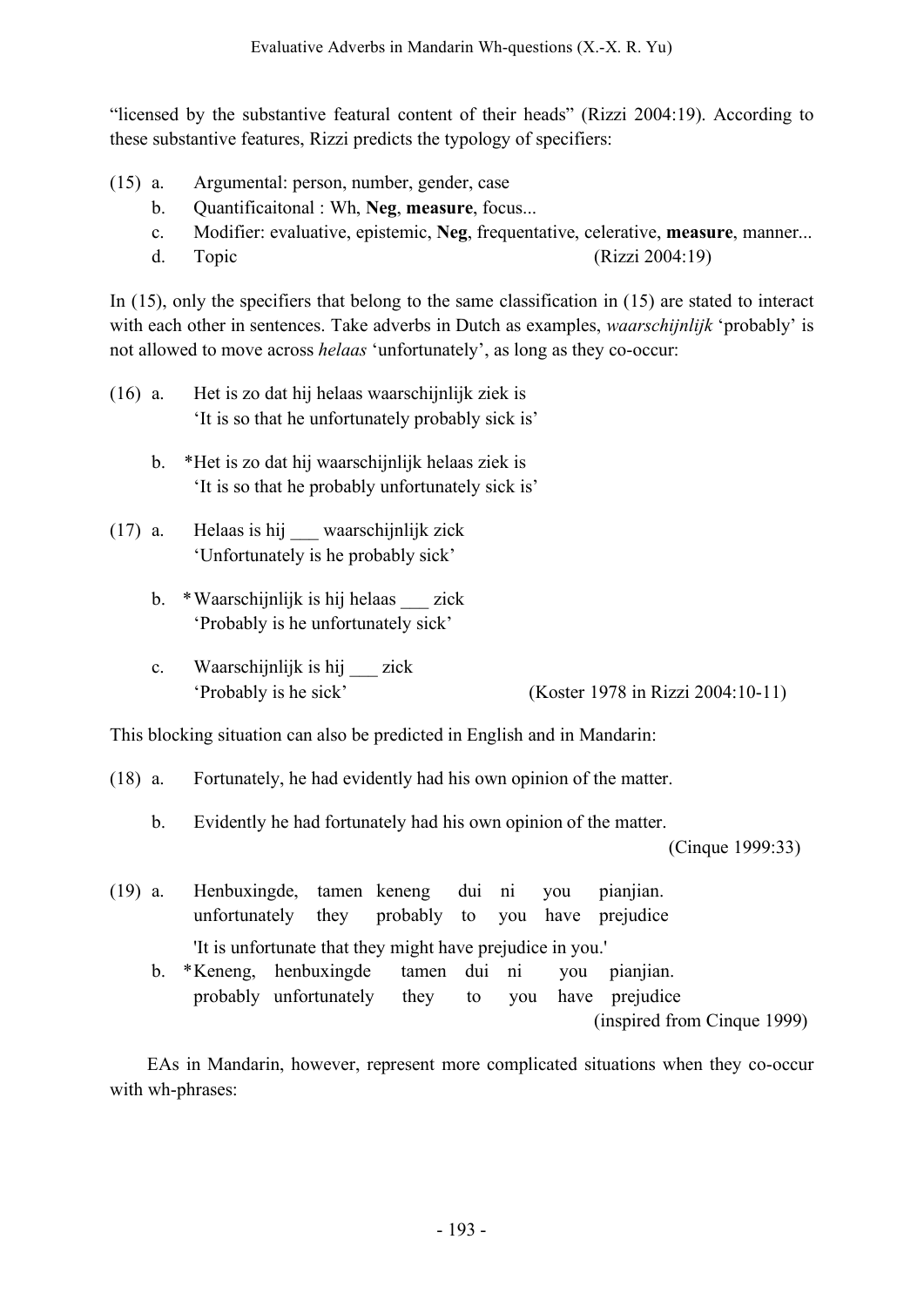"licensed by the substantive featural content of their heads" (Rizzi 2004:19). According to these substantive features, Rizzi predicts the typology of specifiers:

(15) a. Argumental: person, number, gender, case
  b. Quantificaitonal : Wh, **Neg**, **measure**, focus...
  c. Modifier: evaluative, epistemic, **Neg**, frequentative, celerative, **measure**, manner...
  d. Topic (Rizzi 2004:19)

In (15), only the specifiers that belong to the same classification in (15) are stated to interact with each other in sentences. Take adverbs in Dutch as examples, *waarschijnlijk* 'probably' is not allowed to move across *helaas* 'unfortunately', as long as they co-occur:

(16) a. Het is zo dat hij helaas waarschijnlijk ziek is
   'It is so that he unfortunately probably sick is'

  b. *Het is zo dat hij waarschijnlijk helaas ziek is
   'It is so that he probably unfortunately sick is'

(17) a. Helaas is hij ___ waarschijnlijk zick
   'Unfortunately is he probably sick'

  b. *Waarschijnlijk is hij helaas ___ zick
   'Probably is he unfortunately sick'

  c. Waarschijnlijk is hij ___ zick
   'Probably is he sick' (Koster 1978 in Rizzi 2004:10-11)

This blocking situation can also be predicted in English and in Mandarin:

(18) a. Fortunately, he had evidently had his own opinion of the matter.

  b. Evidently he had fortunately had his own opinion of the matter.
   (Cinque 1999:33)

(19) a. Henbuxingde, tamen keneng dui ni you pianjian.
   unfortunately they probably to you have prejudice
   'It is unfortunate that they might have prejudice in you.'

  b. *Keneng, henbuxingde tamen dui ni you pianjian.
   probably unfortunately they to you have prejudice
   (inspired from Cinque 1999)

EAs in Mandarin, however, represent more complicated situations when they co-occur with wh-phrases: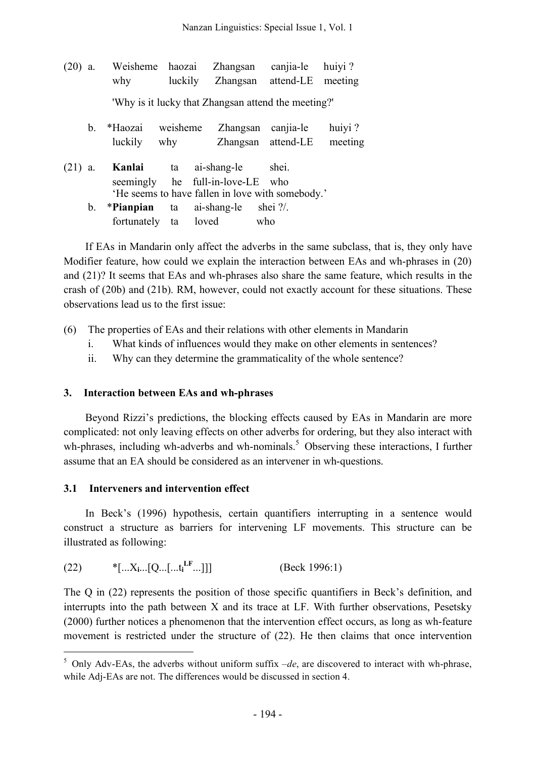(20) a. Weisheme haozai Zhangsan canjia-le huiyi ?
  why luckily Zhangsan attend-LE meeting
  'Why is it lucky that Zhangsan attend the meeting?'

 b. *Haozai weisheme Zhangsan canjia-le huiyi ?
  luckily why Zhangsan attend-LE meeting

(21) a. **Kanlai** ta ai-shang-le shei.
  seemingly he full-in-love-LE who
  'He seems to have fallen in love with somebody.'

 b. ***Pianpian** ta ai-shang-le shei ?/.
  fortunately ta loved who

If EAs in Mandarin only affect the adverbs in the same subclass, that is, they only have Modifier feature, how could we explain the interaction between EAs and wh-phrases in (20) and (21)? It seems that EAs and wh-phrases also share the same feature, which results in the crash of (20b) and (21b). RM, however, could not exactly account for these situations. These observations lead us to the first issue:

(6) The properties of EAs and their relations with other elements in Mandarin
 i. What kinds of influences would they make on other elements in sentences?
 ii. Why can they determine the grammaticality of the whole sentence?

## 3. Interaction between EAs and wh-phrases

Beyond Rizzi's predictions, the blocking effects caused by EAs in Mandarin are more complicated: not only leaving effects on other adverbs for ordering, but they also interact with wh-phrases, including wh-adverbs and wh-nominals.[5] Observing these interactions, I further assume that an EA should be considered as an intervener in wh-questions.

### 3.1 Interveners and intervention effect

In Beck's (1996) hypothesis, certain quantifiers interrupting in a sentence would construct a structure as barriers for intervening LF movements. This structure can be illustrated as following:

(22) *[...$X_i$...[Q...[...$t_i^{LF}$...]]] (Beck 1996:1)

The Q in (22) represents the position of those specific quantifiers in Beck's definition, and interrupts into the path between X and its trace at LF. With further observations, Pesetsky (2000) further notices a phenomenon that the intervention effect occurs, as long as wh-feature movement is restricted under the structure of (22). He then claims that once intervention

[5] Only Adv-EAs, the adverbs without uniform suffix *–de*, are discovered to interact with wh-phrase, while Adj-EAs are not. The differences would be discussed in section 4.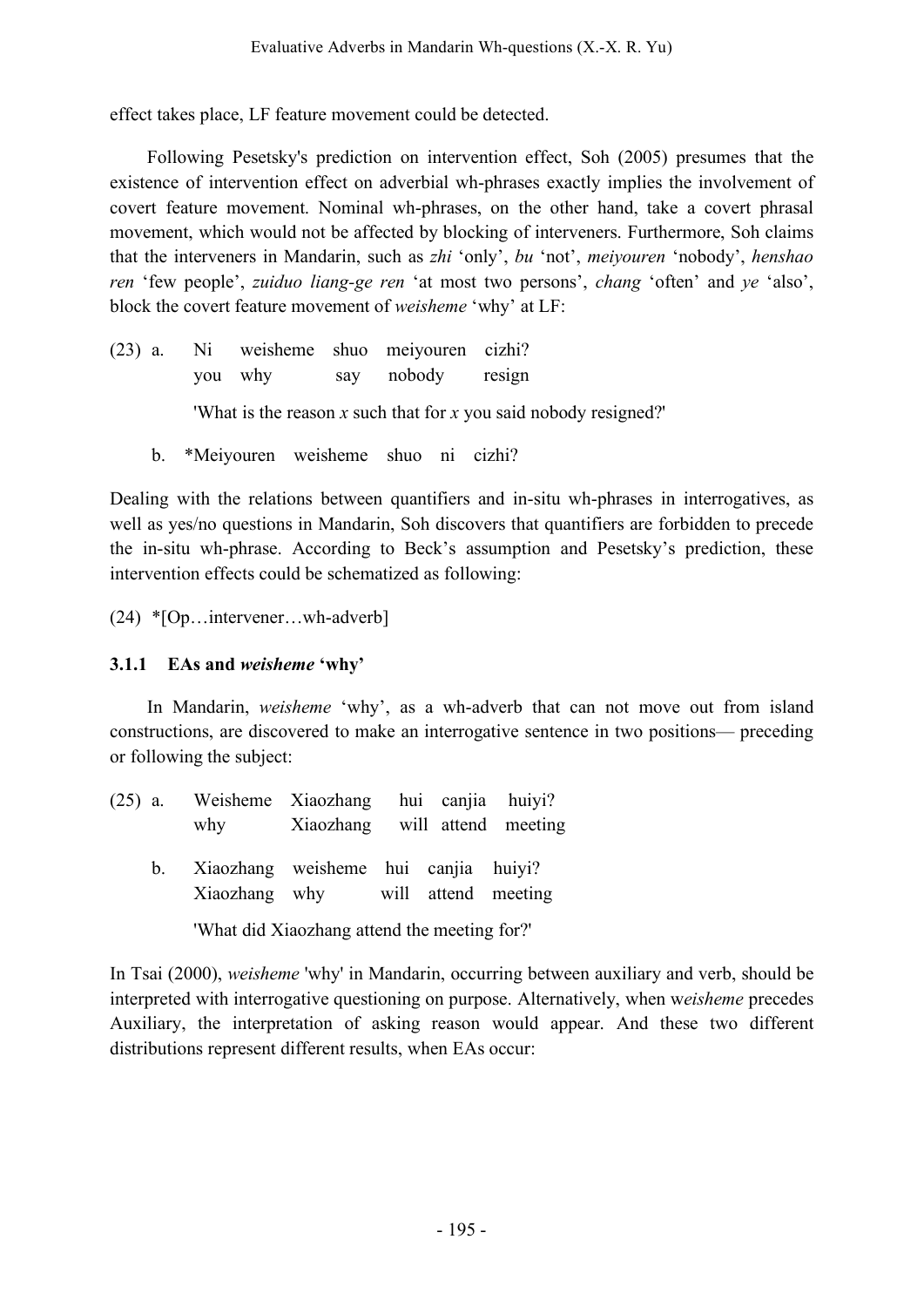effect takes place, LF feature movement could be detected.

Following Pesetsky's prediction on intervention effect, Soh (2005) presumes that the existence of intervention effect on adverbial wh-phrases exactly implies the involvement of covert feature movement. Nominal wh-phrases, on the other hand, take a covert phrasal movement, which would not be affected by blocking of interveners. Furthermore, Soh claims that the interveners in Mandarin, such as *zhi* 'only', *bu* 'not', *meiyouren* 'nobody', *henshao ren* 'few people', *zuiduo liang-ge ren* 'at most two persons', *chang* 'often' and *ye* 'also', block the covert feature movement of *weisheme* 'why' at LF:

(23) a. Ni weisheme shuo meiyouren cizhi?
you why say nobody resign

'What is the reason *x* such that for *x* you said nobody resigned?'

b. *Meiyouren weisheme shuo ni cizhi?

Dealing with the relations between quantifiers and in-situ wh-phrases in interrogatives, as well as yes/no questions in Mandarin, Soh discovers that quantifiers are forbidden to precede the in-situ wh-phrase. According to Beck's assumption and Pesetsky's prediction, these intervention effects could be schematized as following:

(24) *[Op…intervener…wh-adverb]

### 3.1.1 EAs and *weisheme* 'why'

In Mandarin, *weisheme* 'why', as a wh-adverb that can not move out from island constructions, are discovered to make an interrogative sentence in two positions— preceding or following the subject:

(25) a. Weisheme Xiaozhang hui canjia huiyi?
why Xiaozhang will attend meeting

b. Xiaozhang weisheme hui canjia huiyi?
Xiaozhang why will attend meeting

'What did Xiaozhang attend the meeting for?'

In Tsai (2000), *weisheme* 'why' in Mandarin, occurring between auxiliary and verb, should be interpreted with interrogative questioning on purpose. Alternatively, when w*eisheme* precedes Auxiliary, the interpretation of asking reason would appear. And these two different distributions represent different results, when EAs occur: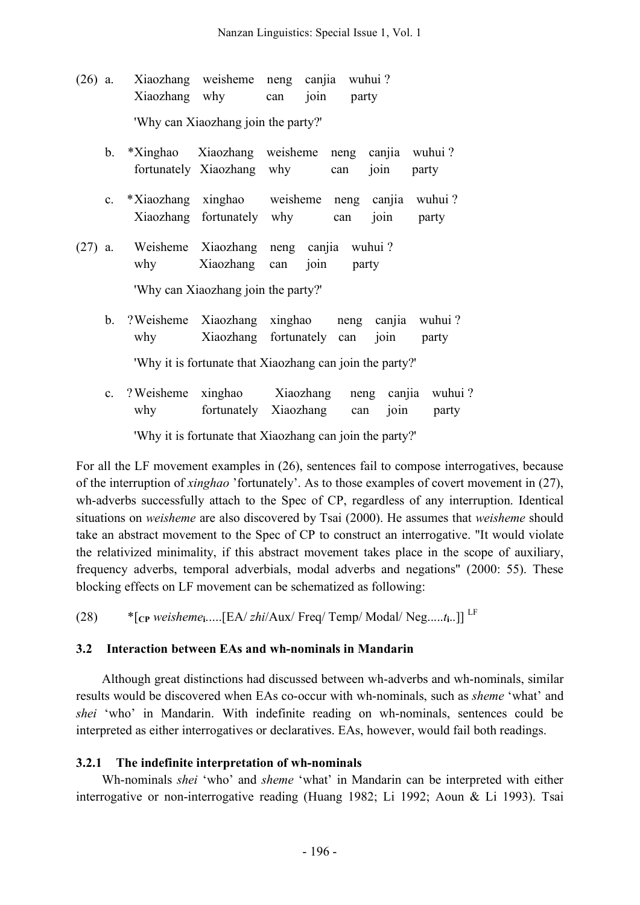(26) a. Xiaozhang weisheme neng canjia wuhui ?
   Xiaozhang why can join party

   'Why can Xiaozhang join the party?'

  b. *Xinghao Xiaozhang weisheme neng canjia wuhui ?
   fortunately Xiaozhang why can join party

  c. *Xiaozhang xinghao weisheme neng canjia wuhui ?
   Xiaozhang fortunately why can join party

(27) a. Weisheme Xiaozhang neng canjia wuhui ?
   why Xiaozhang can join party

   'Why can Xiaozhang join the party?'

  b. ?Weisheme Xiaozhang xinghao neng canjia wuhui ?
   why Xiaozhang fortunately can join party

   'Why it is fortunate that Xiaozhang can join the party?'

  c. ?Weisheme xinghao Xiaozhang neng canjia wuhui ?
   why fortunately Xiaozhang can join party

   'Why it is fortunate that Xiaozhang can join the party?'

For all the LF movement examples in (26), sentences fail to compose interrogatives, because of the interruption of *xinghao* 'fortunately'. As to those examples of covert movement in (27), wh-adverbs successfully attach to the Spec of CP, regardless of any interruption. Identical situations on *weisheme* are also discovered by Tsai (2000). He assumes that *weisheme* should take an abstract movement to the Spec of CP to construct an interrogative. "It would violate the relativized minimality, if this abstract movement takes place in the scope of auxiliary, frequency adverbs, temporal adverbials, modal adverbs and negations" (2000: 55). These blocking effects on LF movement can be schematized as following:

(28) *[$_{CP}$ *weisheme*$_i$.....[EA/ *zhi*/Aux/ Freq/ Temp/ Modal/ Neg.....$t_i$..]] $^{LF}$

### 3.2 Interaction between EAs and wh-nominals in Mandarin

Although great distinctions had discussed between wh-adverbs and wh-nominals, similar results would be discovered when EAs co-occur with wh-nominals, such as *sheme* 'what' and *shei* 'who' in Mandarin. With indefinite reading on wh-nominals, sentences could be interpreted as either interrogatives or declaratives. EAs, however, would fail both readings.

#### 3.2.1 The indefinite interpretation of wh-nominals

Wh-nominals *shei* 'who' and *sheme* 'what' in Mandarin can be interpreted with either interrogative or non-interrogative reading (Huang 1982; Li 1992; Aoun & Li 1993). Tsai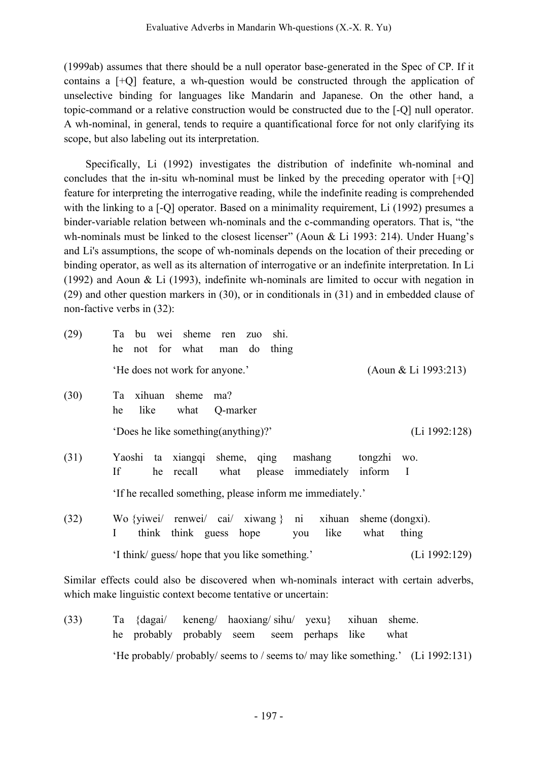(1999ab) assumes that there should be a null operator base-generated in the Spec of CP. If it contains a [+Q] feature, a wh-question would be constructed through the application of unselective binding for languages like Mandarin and Japanese. On the other hand, a topic-command or a relative construction would be constructed due to the [-Q] null operator. A wh-nominal, in general, tends to require a quantificational force for not only clarifying its scope, but also labeling out its interpretation.

Specifically, Li (1992) investigates the distribution of indefinite wh-nominal and concludes that the in-situ wh-nominal must be linked by the preceding operator with [+Q] feature for interpreting the interrogative reading, while the indefinite reading is comprehended with the linking to a [-Q] operator. Based on a minimality requirement, Li (1992) presumes a binder-variable relation between wh-nominals and the c-commanding operators. That is, "the wh-nominals must be linked to the closest licenser" (Aoun & Li 1993: 214). Under Huang's and Li's assumptions, the scope of wh-nominals depends on the location of their preceding or binding operator, as well as its alternation of interrogative or an indefinite interpretation. In Li (1992) and Aoun & Li (1993), indefinite wh-nominals are limited to occur with negation in (29) and other question markers in (30), or in conditionals in (31) and in embedded clause of non-factive verbs in (32):

(29) Ta bu wei sheme ren zuo shi.
 he not for what man do thing
 'He does not work for anyone.' (Aoun & Li 1993:213)

(30) Ta xihuan sheme ma?
 he like what Q-marker
 'Does he like something(anything)?' (Li 1992:128)

(31) Yaoshi ta xiangqi sheme, qing mashang tongzhi wo.
 If he recall what please immediately inform I
 'If he recalled something, please inform me immediately.'

(32) Wo {yiwei/ renwei/ cai/ xiwang } ni xihuan sheme (dongxi).
 I think think guess hope you like what thing
 'I think/ guess/ hope that you like something.' (Li 1992:129)

Similar effects could also be discovered when wh-nominals interact with certain adverbs, which make linguistic context become tentative or uncertain:

(33) Ta {dagai/ keneng/ haoxiang/ sihu/ yexu} xihuan sheme.
 he probably probably seem seem perhaps like what
 'He probably/ probably/ seems to / seems to/ may like something.' (Li 1992:131)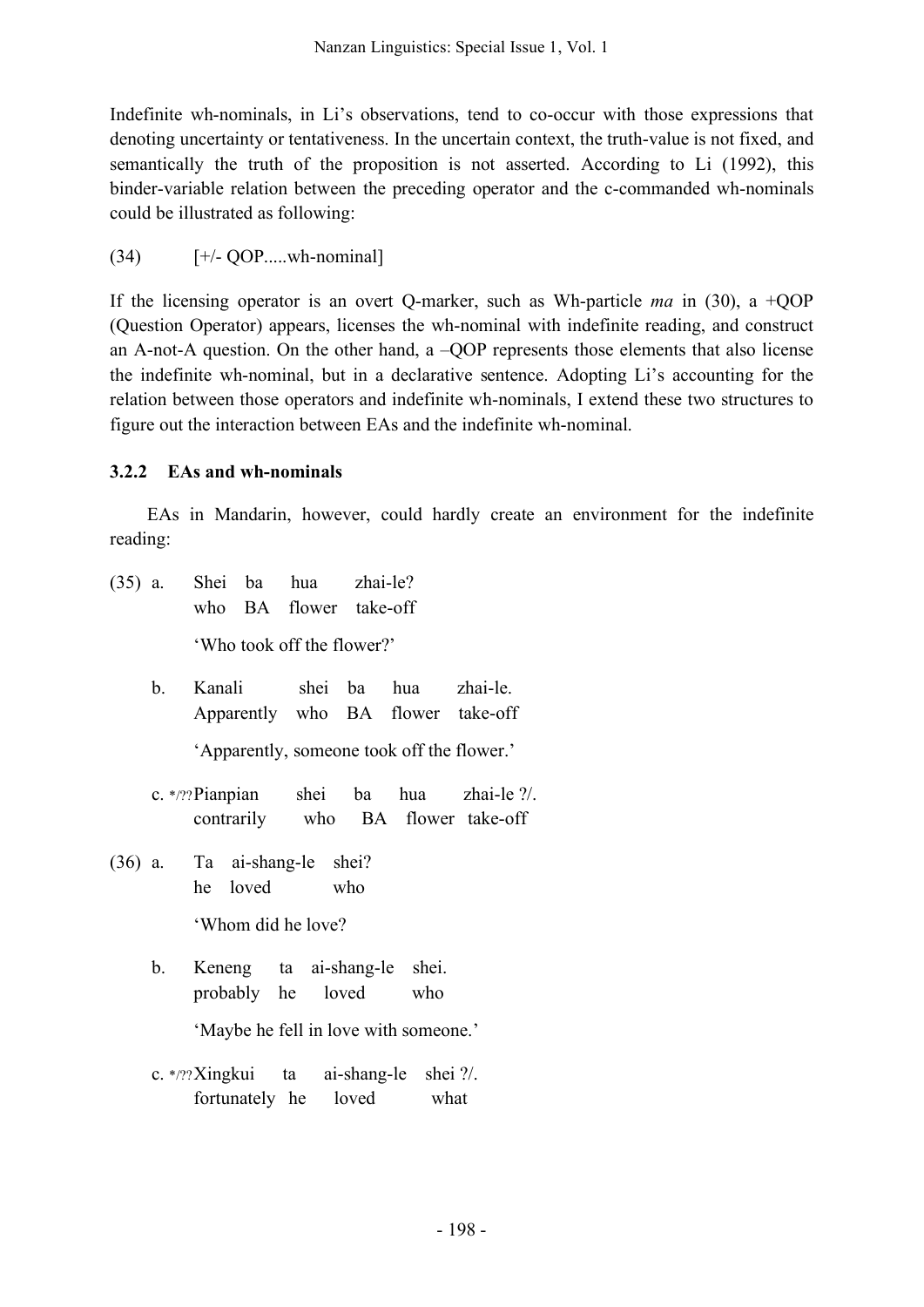Indefinite wh-nominals, in Li's observations, tend to co-occur with those expressions that denoting uncertainty or tentativeness. In the uncertain context, the truth-value is not fixed, and semantically the truth of the proposition is not asserted. According to Li (1992), this binder-variable relation between the preceding operator and the c-commanded wh-nominals could be illustrated as following:

(34) [+/- QOP.....wh-nominal]

If the licensing operator is an overt Q-marker, such as Wh-particle *ma* in (30), a +QOP (Question Operator) appears, licenses the wh-nominal with indefinite reading, and construct an A-not-A question. On the other hand, a –QOP represents those elements that also license the indefinite wh-nominal, but in a declarative sentence. Adopting Li's accounting for the relation between those operators and indefinite wh-nominals, I extend these two structures to figure out the interaction between EAs and the indefinite wh-nominal.

### 3.2.2 EAs and wh-nominals

EAs in Mandarin, however, could hardly create an environment for the indefinite reading:

(35) a. Shei ba hua zhai-le?
 who BA flower take-off
 'Who took off the flower?'

 b. Kanali shei ba hua zhai-le.
 Apparently who BA flower take-off
 'Apparently, someone took off the flower.'

 c. */?? Pianpian shei ba hua zhai-le ?/.
 contrarily who BA flower take-off

(36) a. Ta ai-shang-le shei?
 he loved who
 'Whom did he love?

 b. Keneng ta ai-shang-le shei.
 probably he loved who
 'Maybe he fell in love with someone.'

 c. */?? Xingkui ta ai-shang-le shei ?/.
 fortunately he loved what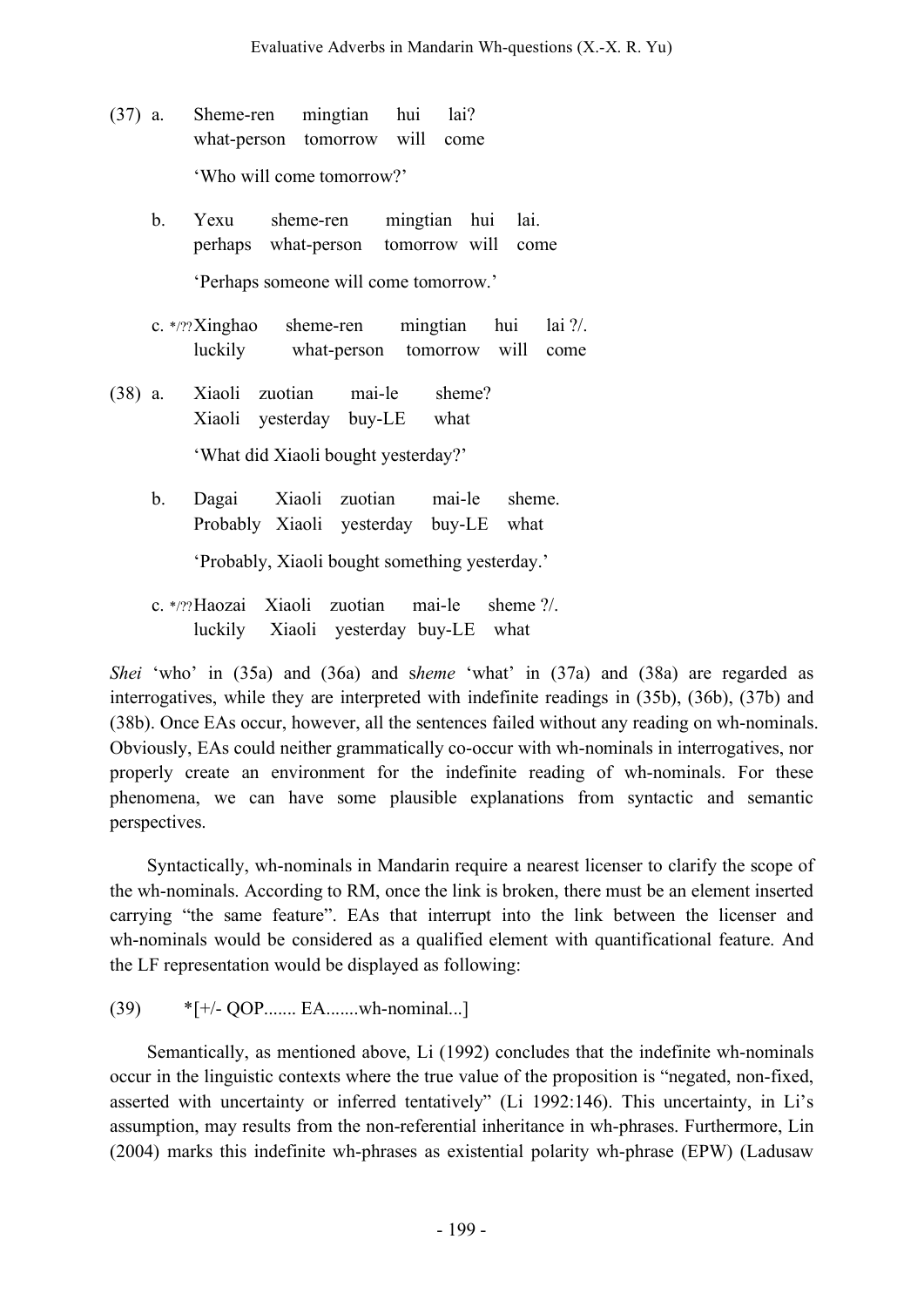(37) a. Sheme-ren mingtian hui lai?
   what-person tomorrow will come

   'Who will come tomorrow?'

 b. Yexu sheme-ren mingtian hui lai.
   perhaps what-person tomorrow will come

   'Perhaps someone will come tomorrow.'

 c. */?? Xinghao sheme-ren mingtian hui lai ?/.
   luckily what-person tomorrow will come

(38) a. Xiaoli zuotian mai-le sheme?
   Xiaoli yesterday buy-LE what

   'What did Xiaoli bought yesterday?'

 b. Dagai Xiaoli zuotian mai-le sheme.
   Probably Xiaoli yesterday buy-LE what

   'Probably, Xiaoli bought something yesterday.'

 c. */?? Haozai Xiaoli zuotian mai-le sheme ?/.
   luckily Xiaoli yesterday buy-LE what

*Shei* 'who' in (35a) and (36a) and s*heme* 'what' in (37a) and (38a) are regarded as interrogatives, while they are interpreted with indefinite readings in (35b), (36b), (37b) and (38b). Once EAs occur, however, all the sentences failed without any reading on wh-nominals. Obviously, EAs could neither grammatically co-occur with wh-nominals in interrogatives, nor properly create an environment for the indefinite reading of wh-nominals. For these phenomena, we can have some plausible explanations from syntactic and semantic perspectives.

Syntactically, wh-nominals in Mandarin require a nearest licenser to clarify the scope of the wh-nominals. According to RM, once the link is broken, there must be an element inserted carrying "the same feature". EAs that interrupt into the link between the licenser and wh-nominals would be considered as a qualified element with quantificational feature. And the LF representation would be displayed as following:

(39) *[+/- QOP....... EA.......wh-nominal...]

Semantically, as mentioned above, Li (1992) concludes that the indefinite wh-nominals occur in the linguistic contexts where the true value of the proposition is "negated, non-fixed, asserted with uncertainty or inferred tentatively" (Li 1992:146). This uncertainty, in Li's assumption, may results from the non-referential inheritance in wh-phrases. Furthermore, Lin (2004) marks this indefinite wh-phrases as existential polarity wh-phrase (EPW) (Ladusaw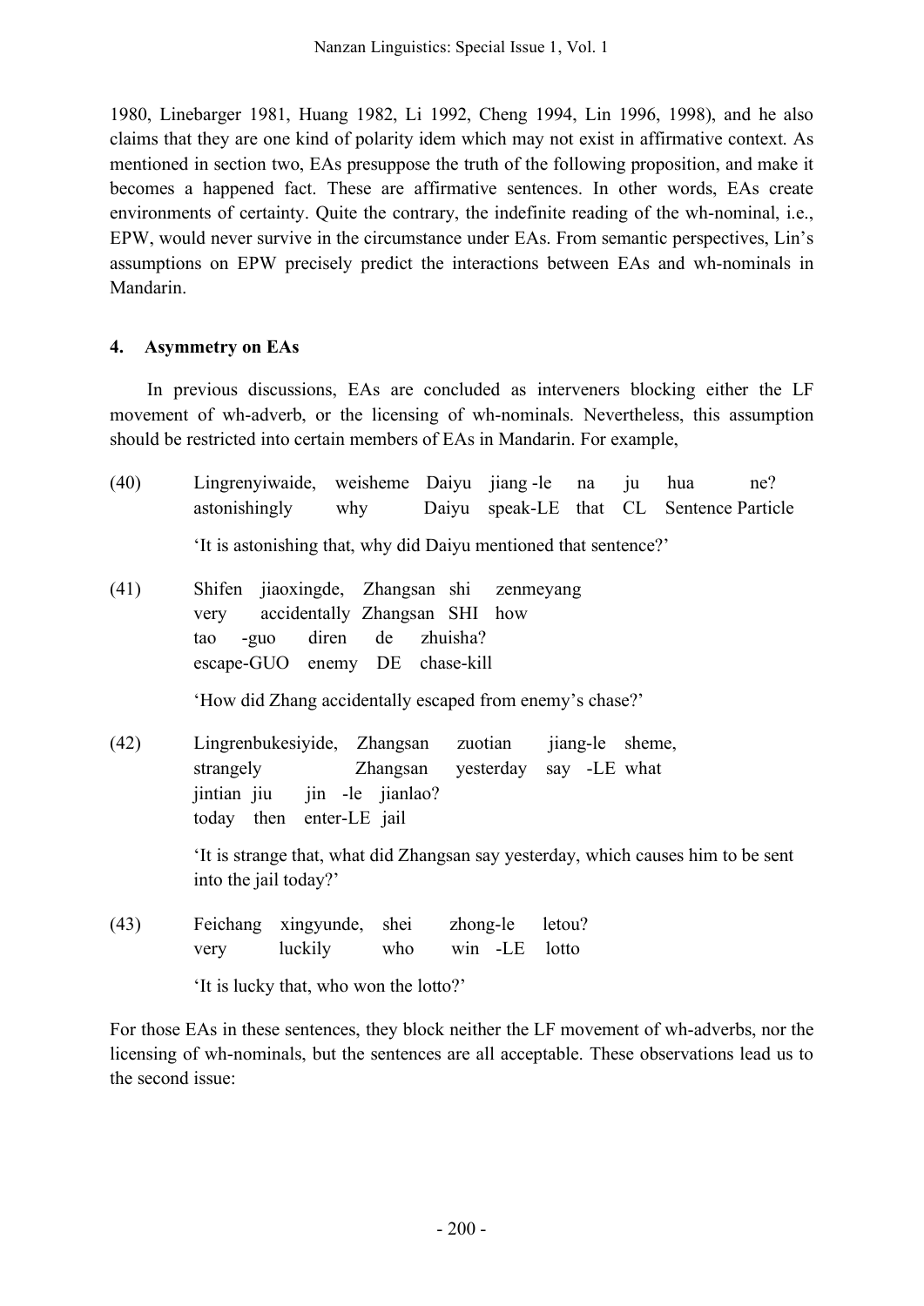1980, Linebarger 1981, Huang 1982, Li 1992, Cheng 1994, Lin 1996, 1998), and he also claims that they are one kind of polarity idem which may not exist in affirmative context. As mentioned in section two, EAs presuppose the truth of the following proposition, and make it becomes a happened fact. These are affirmative sentences. In other words, EAs create environments of certainty. Quite the contrary, the indefinite reading of the wh-nominal, i.e., EPW, would never survive in the circumstance under EAs. From semantic perspectives, Lin's assumptions on EPW precisely predict the interactions between EAs and wh-nominals in Mandarin.

## 4. Asymmetry on EAs

In previous discussions, EAs are concluded as interveners blocking either the LF movement of wh-adverb, or the licensing of wh-nominals. Nevertheless, this assumption should be restricted into certain members of EAs in Mandarin. For example,

(40) Lingrenyiwaide, weisheme Daiyu jiang -le na ju hua ne?
astonishingly why Daiyu speak-LE that CL Sentence Particle

'It is astonishing that, why did Daiyu mentioned that sentence?'

(41) Shifen jiaoxingde, Zhangsan shi zenmeyang
very accidentally Zhangsan SHI how
tao -guo diren de zhuisha?
escape-GUO enemy DE chase-kill

'How did Zhang accidentally escaped from enemy's chase?'

(42) Lingrenbukesiyide, Zhangsan zuotian jiang-le sheme,
strangely Zhangsan yesterday say -LE what
jintian jiu jin -le jianlao?
today then enter-LE jail

'It is strange that, what did Zhangsan say yesterday, which causes him to be sent into the jail today?'

(43) Feichang xingyunde, shei zhong-le letou?
very luckily who win -LE lotto

'It is lucky that, who won the lotto?'

For those EAs in these sentences, they block neither the LF movement of wh-adverbs, nor the licensing of wh-nominals, but the sentences are all acceptable. These observations lead us to the second issue: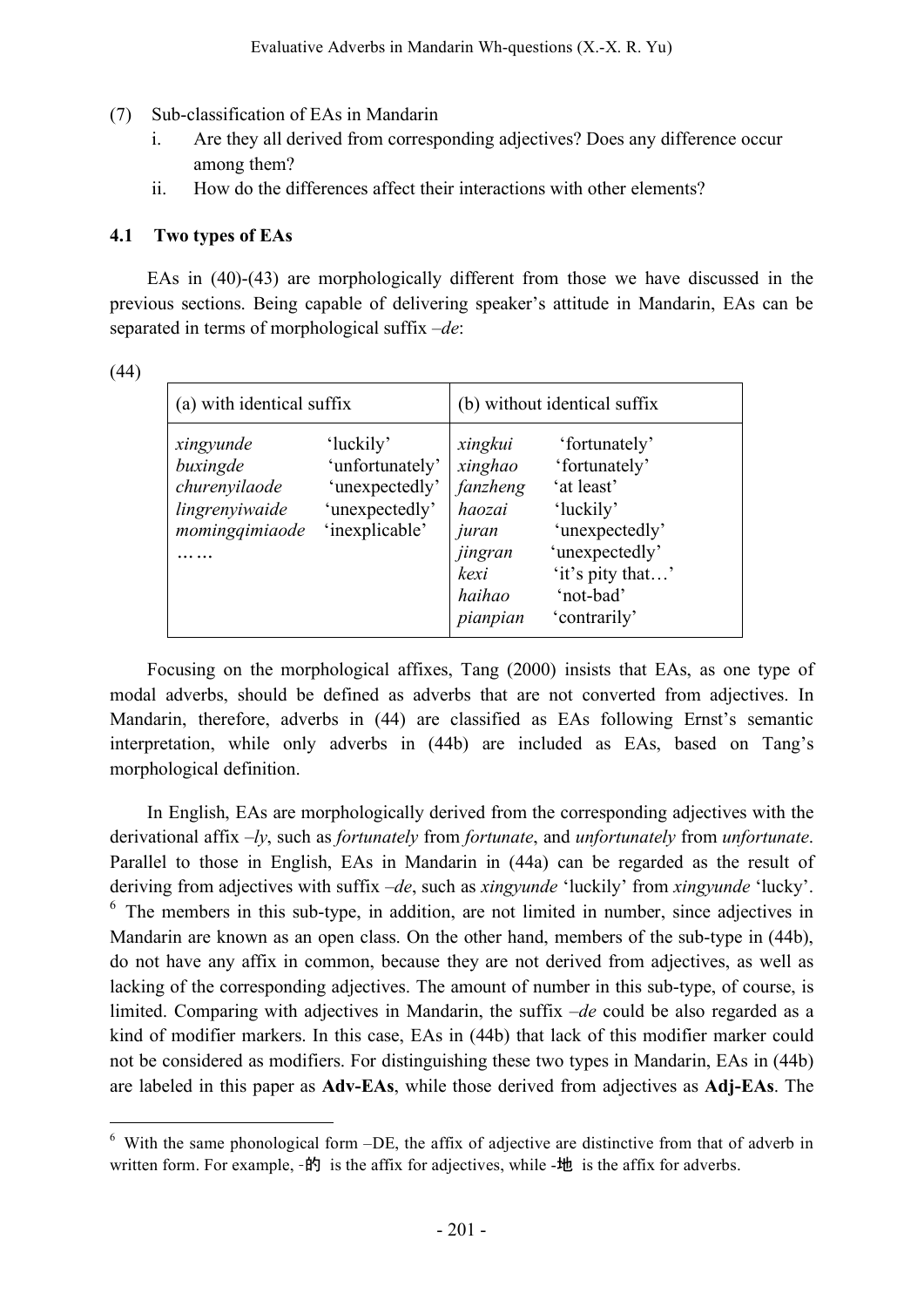(7) Sub-classification of EAs in Mandarin

i. Are they all derived from corresponding adjectives? Does any difference occur among them?

ii. How do the differences affect their interactions with other elements?

### 4.1 Two types of EAs

EAs in (40)-(43) are morphologically different from those we have discussed in the previous sections. Being capable of delivering speaker's attitude in Mandarin, EAs can be separated in terms of morphological suffix *–de*:

(44)

| (a) with identical suffix | | (b) without identical suffix | |
|---|---|---|---|
| *xingyunde* | 'luckily' | *xingkui* | 'fortunately' |
| *buxingde* | 'unfortunately' | *xinghao* | 'fortunately' |
| *churenyilaode* | 'unexpectedly' | *fanzheng* | 'at least' |
| *lingrenyiwaide* | 'unexpectedly' | *haozai* | 'luckily' |
| *momingqimiaode* | 'inexplicable' | *juran* | 'unexpectedly' |
| …… | | *jingran* | 'unexpectedly' |
| | | *kexi* | 'it's pity that…' |
| | | *haihao* | 'not-bad' |
| | | *pianpian* | 'contrarily' |

Focusing on the morphological affixes, Tang (2000) insists that EAs, as one type of modal adverbs, should be defined as adverbs that are not converted from adjectives. In Mandarin, therefore, adverbs in (44) are classified as EAs following Ernst's semantic interpretation, while only adverbs in (44b) are included as EAs, based on Tang's morphological definition.

In English, EAs are morphologically derived from the corresponding adjectives with the derivational affix *–ly*, such as *fortunately* from *fortunate*, and *unfortunately* from *unfortunate*. Parallel to those in English, EAs in Mandarin in (44a) can be regarded as the result of deriving from adjectives with suffix *–de*, such as *xingyunde* 'luckily' from *xingyunde* 'lucky'. [6] The members in this sub-type, in addition, are not limited in number, since adjectives in Mandarin are known as an open class. On the other hand, members of the sub-type in (44b), do not have any affix in common, because they are not derived from adjectives, as well as lacking of the corresponding adjectives. The amount of number in this sub-type, of course, is limited. Comparing with adjectives in Mandarin, the suffix *–de* could be also regarded as a kind of modifier markers. In this case, EAs in (44b) that lack of this modifier marker could not be considered as modifiers. For distinguishing these two types in Mandarin, EAs in (44b) are labeled in this paper as **Adv-EAs**, while those derived from adjectives as **Adj-EAs**. The

[6] With the same phonological form –DE, the affix of adjective are distinctive from that of adverb in written form. For example, -的 is the affix for adjectives, while -地 is the affix for adverbs.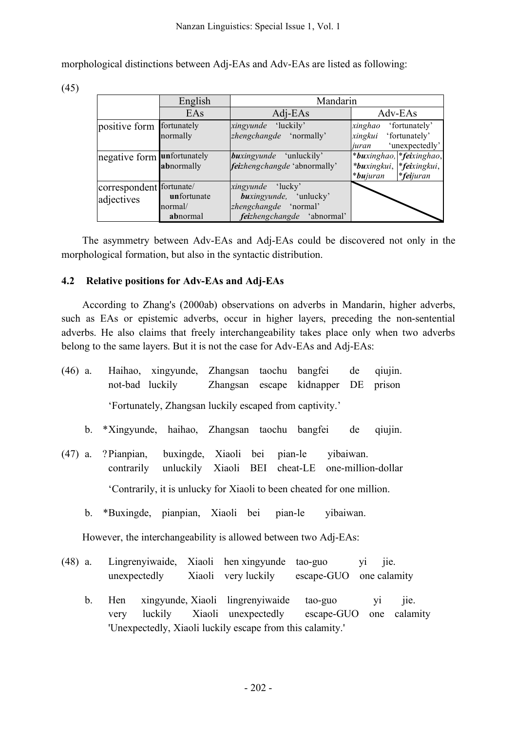morphological distinctions between Adj-EAs and Adv-EAs are listed as following:

(45)

| | English | Mandarin | | |
|---|---|---|---|---|
| | EAs | Adj-EAs | Adv-EAs | |
| positive form | fortunately<br>normally | *xingyunde* 'luckily'<br>*zhengchangde* 'normally' | *xinghao* 'fortunately'<br>*xingkui* 'fortunately'<br>*juran* 'unexpectedly' | |
| negative form | **un**fortunately<br>**ab**normally | ***bu**xingyunde* 'unluckily'<br>***fei**zhengchangde* 'abnormally' | **bu*xinghao,*<br>**bu*xingkui,*<br>**bu*juran* | **fei*xinghao,*<br>**fei*xingkui,*<br>**fei*juran* |
| correspondent adjectives | fortunate/<br>**un**fortunate<br>normal/<br>**ab**normal | *xingyunde* 'lucky'<br>***bu**xingyunde,* 'unlucky'<br>*zhengchangde* 'normal'<br>***fei**zhengchangde* 'abnormal' | | |

The asymmetry between Adv-EAs and Adj-EAs could be discovered not only in the morphological formation, but also in the syntactic distribution.

### 4.2 Relative positions for Adv-EAs and Adj-EAs

According to Zhang's (2000ab) observations on adverbs in Mandarin, higher adverbs, such as EAs or epistemic adverbs, occur in higher layers, preceding the non-sentential adverbs. He also claims that freely interchangeability takes place only when two adverbs belong to the same layers. But it is not the case for Adv-EAs and Adj-EAs:

(46) a. Haihao, xingyunde, Zhangsan taochu bangfei de qiujin.
not-bad luckily Zhangsan escape kidnapper DE prison

'Fortunately, Zhangsan luckily escaped from captivity.'

b. *Xingyunde, haihao, Zhangsan taochu bangfei de qiujin.

(47) a. ?Pianpian, buxingde, Xiaoli bei pian-le yibaiwan.
contrarily unluckily Xiaoli BEI cheat-LE one-million-dollar

'Contrarily, it is unlucky for Xiaoli to been cheated for one million.

b. *Buxingde, pianpian, Xiaoli bei pian-le yibaiwan.

However, the interchangeability is allowed between two Adj-EAs:

(48) a. Lingrenyiwaide, Xiaoli hen xingyunde tao-guo yi jie.
unexpectedly Xiaoli very luckily escape-GUO one calamity

b. Hen xingyunde, Xiaoli lingrenyiwaide tao-guo yi jie.
very luckily Xiaoli unexpectedly escape-GUO one calamity
'Unexpectedly, Xiaoli luckily escape from this calamity.'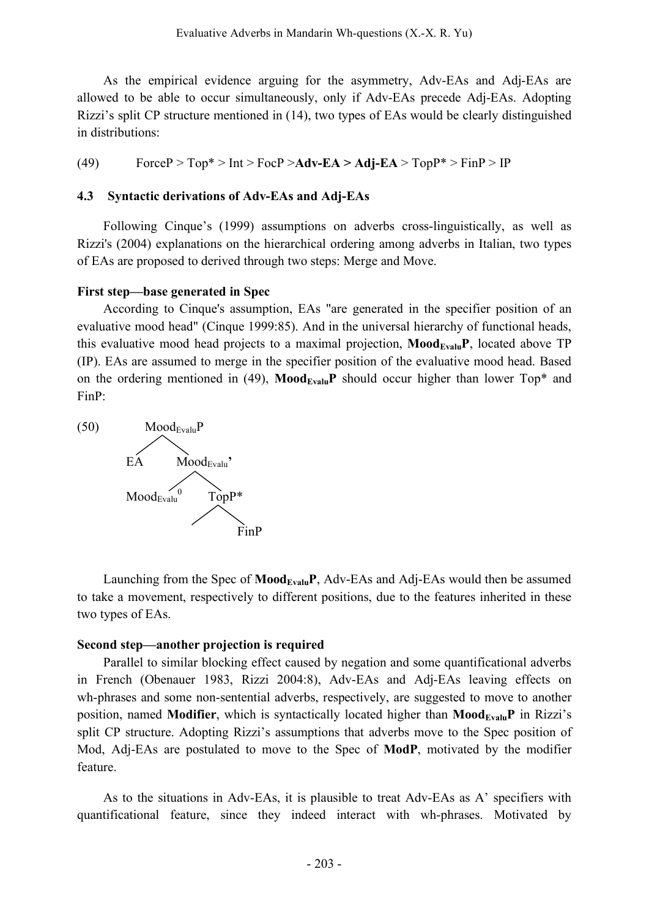As the empirical evidence arguing for the asymmetry, Adv-EAs and Adj-EAs are allowed to be able to occur simultaneously, only if Adv-EAs precede Adj-EAs. Adopting Rizzi's split CP structure mentioned in (14), two types of EAs would be clearly distinguished in distributions:

(49) ForceP > Top* > Int > FocP >**Adv-EA > Adj-EA** > TopP* > FinP > IP

### 4.3 Syntactic derivations of Adv-EAs and Adj-EAs

Following Cinque's (1999) assumptions on adverbs cross-linguistically, as well as Rizzi's (2004) explanations on the hierarchical ordering among adverbs in Italian, two types of EAs are proposed to derived through two steps: Merge and Move.

**First step—base generated in Spec**

According to Cinque's assumption, EAs "are generated in the specifier position of an evaluative mood head" (Cinque 1999:85). And in the universal hierarchy of functional heads, this evaluative mood head projects to a maximal projection, $\textbf{Mood}_{\textbf{Evalu}}\textbf{P}$, located above TP (IP). EAs are assumed to merge in the specifier position of the evaluative mood head. Based on the ordering mentioned in (49), $\textbf{Mood}_{\textbf{Evalu}}\textbf{P}$ should occur higher than lower Top* and FinP:

(50)

```
          Mood_Evalu P
          /          \
        EA         Mood_Evalu'
                   /          \
           Mood_Evalu^0       TopP*
                              /    \
                                   FinP
```

Launching from the Spec of $\textbf{Mood}_{\textbf{Evalu}}\textbf{P}$, Adv-EAs and Adj-EAs would then be assumed to take a movement, respectively to different positions, due to the features inherited in these two types of EAs.

**Second step—another projection is required**

Parallel to similar blocking effect caused by negation and some quantificational adverbs in French (Obenauer 1983, Rizzi 2004:8), Adv-EAs and Adj-EAs leaving effects on wh-phrases and some non-sentential adverbs, respectively, are suggested to move to another position, named **Modifier**, which is syntactically located higher than $\textbf{Mood}_{\textbf{Evalu}}\textbf{P}$ in Rizzi's split CP structure. Adopting Rizzi's assumptions that adverbs move to the Spec position of Mod, Adj-EAs are postulated to move to the Spec of **ModP**, motivated by the modifier feature.

As to the situations in Adv-EAs, it is plausible to treat Adv-EAs as A' specifiers with quantificational feature, since they indeed interact with wh-phrases. Motivated by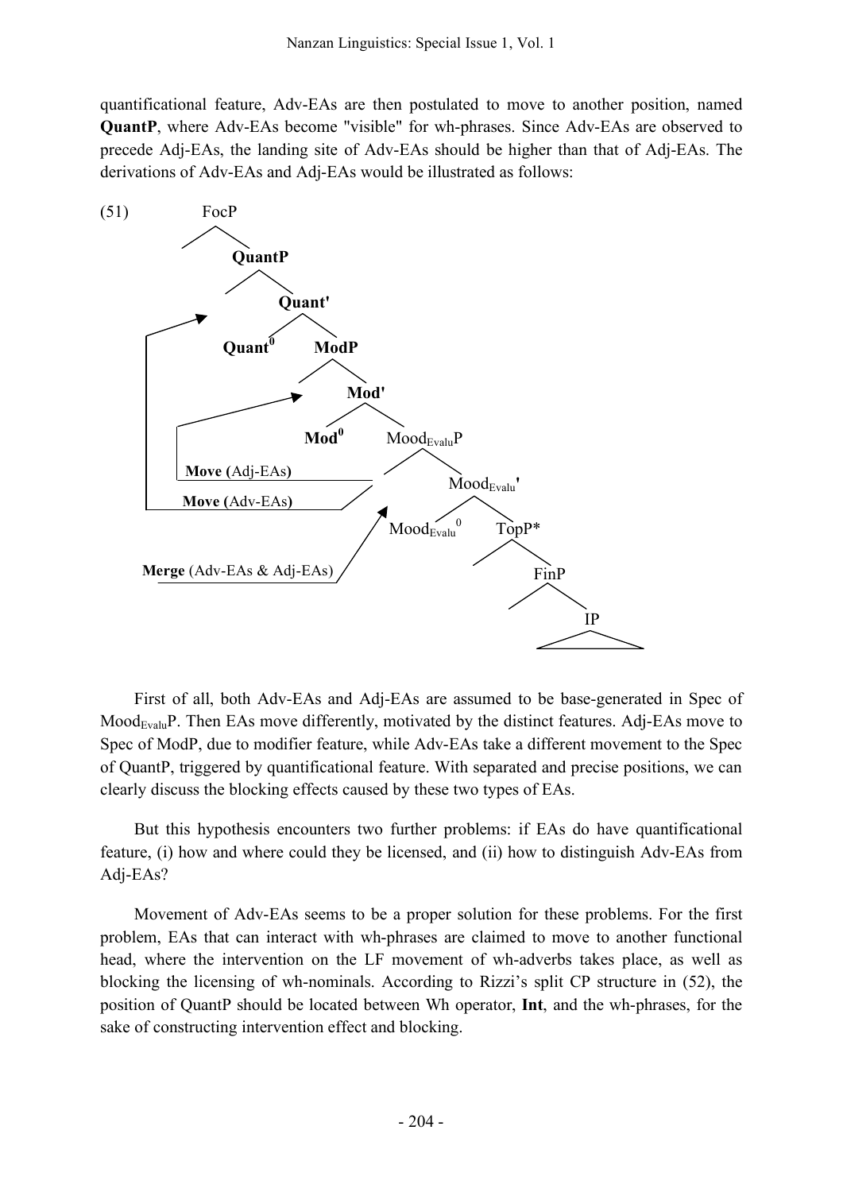quantificational feature, Adv-EAs are then postulated to move to another position, named **QuantP**, where Adv-EAs become "visible" for wh-phrases. Since Adv-EAs are observed to precede Adj-EAs, the landing site of Adv-EAs should be higher than that of Adj-EAs. The derivations of Adv-EAs and Adj-EAs would be illustrated as follows:

(51)

```
FocP
  └─ QuantP
       └─ Quant'
            ├─ Quant⁰
            └─ ModP
                 └─ Mod'
                      ├─ Mod⁰
                      └─ Mood_Evalu P
                           └─ Mood_Evalu'
                                ├─ Mood_Evalu⁰
                                └─ TopP*
                                     └─ FinP
                                          └─ IP

Merge (Adv-EAs & Adj-EAs) → Spec of Mood_Evalu P
Move (Adj-EAs) → Spec of ModP
Move (Adv-EAs) → Spec of QuantP
```

First of all, both Adv-EAs and Adj-EAs are assumed to be base-generated in Spec of $\mathrm{Mood_{Evalu}P}$. Then EAs move differently, motivated by the distinct features. Adj-EAs move to Spec of ModP, due to modifier feature, while Adv-EAs take a different movement to the Spec of QuantP, triggered by quantificational feature. With separated and precise positions, we can clearly discuss the blocking effects caused by these two types of EAs.

But this hypothesis encounters two further problems: if EAs do have quantificational feature, (i) how and where could they be licensed, and (ii) how to distinguish Adv-EAs from Adj-EAs?

Movement of Adv-EAs seems to be a proper solution for these problems. For the first problem, EAs that can interact with wh-phrases are claimed to move to another functional head, where the intervention on the LF movement of wh-adverbs takes place, as well as blocking the licensing of wh-nominals. According to Rizzi's split CP structure in (52), the position of QuantP should be located between Wh operator, **Int**, and the wh-phrases, for the sake of constructing intervention effect and blocking.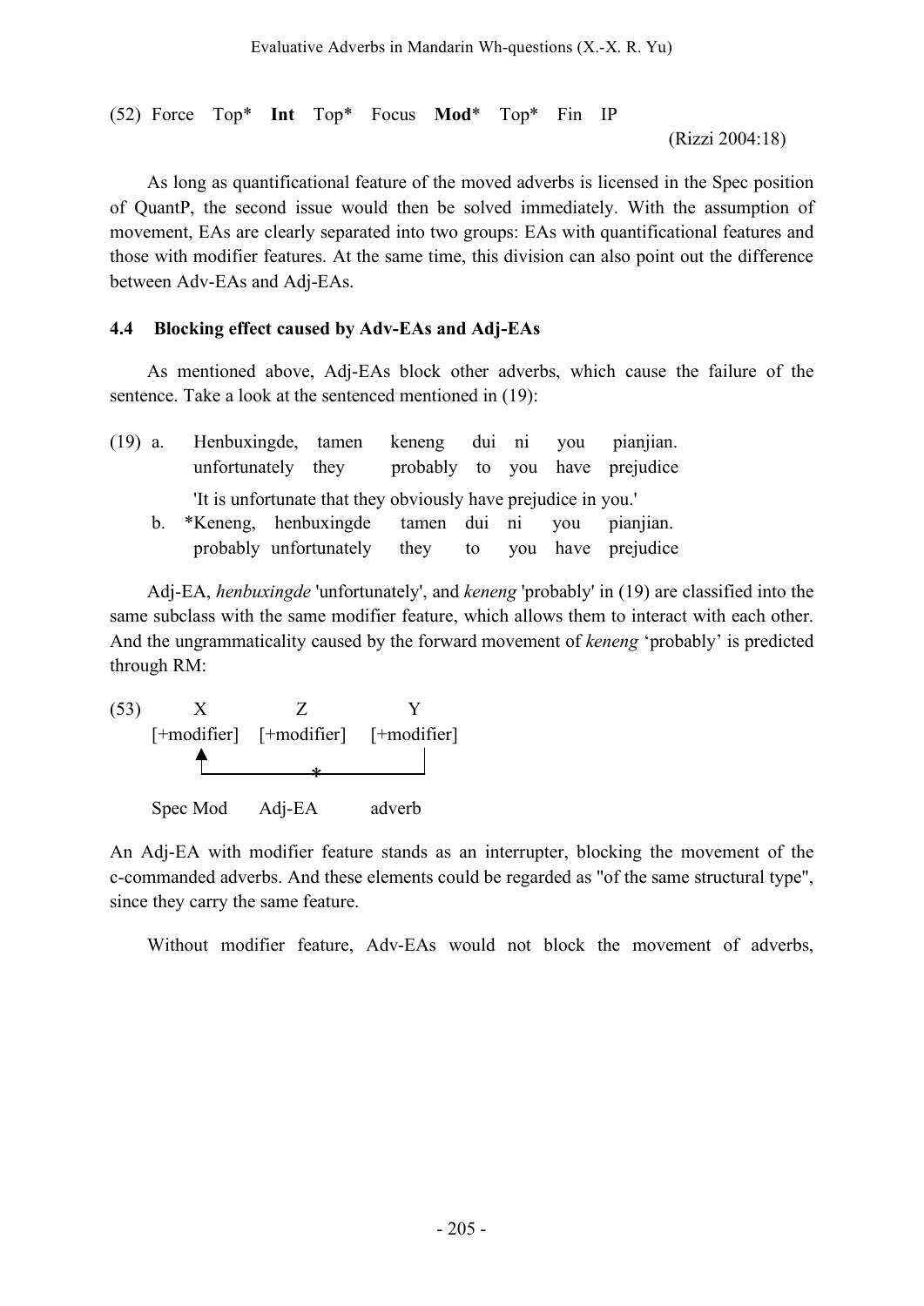(52) Force Top* **Int** Top* Focus **Mod*** Top* Fin IP

(Rizzi 2004:18)

As long as quantificational feature of the moved adverbs is licensed in the Spec position of QuantP, the second issue would then be solved immediately. With the assumption of movement, EAs are clearly separated into two groups: EAs with quantificational features and those with modifier features. At the same time, this division can also point out the difference between Adv-EAs and Adj-EAs.

### 4.4 Blocking effect caused by Adv-EAs and Adj-EAs

As mentioned above, Adj-EAs block other adverbs, which cause the failure of the sentence. Take a look at the sentenced mentioned in (19):

(19) a. Henbuxingde, tamen keneng dui ni you pianjian.
unfortunately they probably to you have prejudice
'It is unfortunate that they obviously have prejudice in you.'

b. *Keneng, henbuxingde tamen dui ni you pianjian.
probably unfortunately they to you have prejudice

Adj-EA, *henbuxingde* 'unfortunately', and *keneng* 'probably' in (19) are classified into the same subclass with the same modifier feature, which allows them to interact with each other. And the ungrammaticality caused by the forward movement of *keneng* 'probably' is predicted through RM:

```
(53)    X             Z              Y
    [+modifier]   [+modifier]    [+modifier]
        ▲                              |
        └──────────────*───────────────┘

    Spec Mod      Adj-EA         adverb
```

An Adj-EA with modifier feature stands as an interrupter, blocking the movement of the c-commanded adverbs. And these elements could be regarded as "of the same structural type", since they carry the same feature.

Without modifier feature, Adv-EAs would not block the movement of adverbs,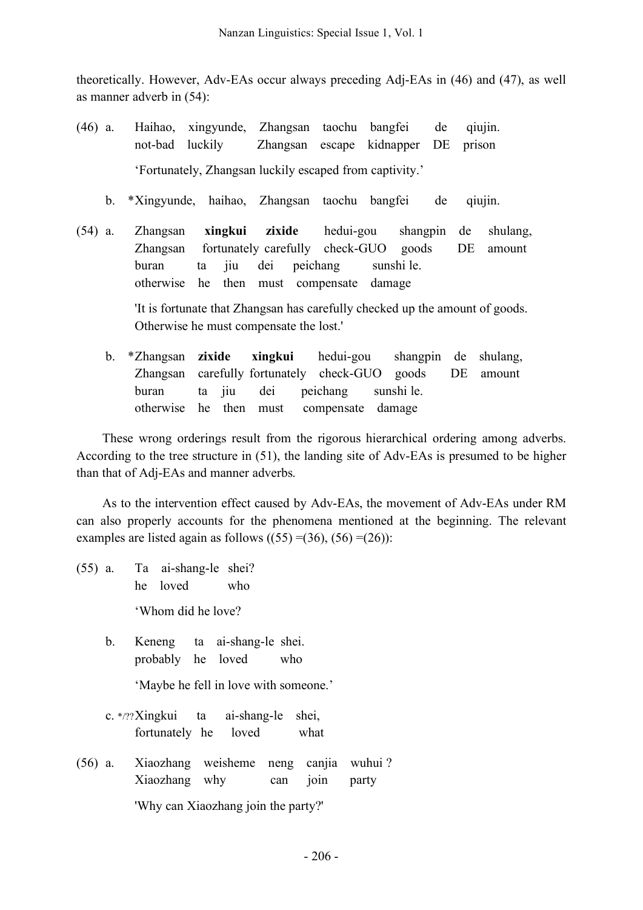theoretically. However, Adv-EAs occur always preceding Adj-EAs in (46) and (47), as well as manner adverb in (54):

(46) a. Haihao, xingyunde, Zhangsan taochu bangfei de qiujin.
   not-bad luckily Zhangsan escape kidnapper DE prison

   'Fortunately, Zhangsan luckily escaped from captivity.'

  b. *Xingyunde, haihao, Zhangsan taochu bangfei de qiujin.

(54) a. Zhangsan **xingkui** **zixide** hedui-gou shangpin de shulang,
   Zhangsan fortunately carefully check-GUO goods DE amount
   buran ta jiu dei peichang sunshi le.
   otherwise he then must compensate damage

   'It is fortunate that Zhangsan has carefully checked up the amount of goods. Otherwise he must compensate the lost.'

  b. *Zhangsan **zixide** **xingkui** hedui-gou shangpin de shulang,
   Zhangsan carefully fortunately check-GUO goods DE amount
   buran ta jiu dei peichang sunshi le.
   otherwise he then must compensate damage

These wrong orderings result from the rigorous hierarchical ordering among adverbs. According to the tree structure in (51), the landing site of Adv-EAs is presumed to be higher than that of Adj-EAs and manner adverbs.

As to the intervention effect caused by Adv-EAs, the movement of Adv-EAs under RM can also properly accounts for the phenomena mentioned at the beginning. The relevant examples are listed again as follows ((55) =(36), (56) =(26)):

(55) a. Ta ai-shang-le shei?
   he loved who

   'Whom did he love?

  b. Keneng ta ai-shang-le shei.
   probably he loved who

   'Maybe he fell in love with someone.'

  c. */??Xingkui ta ai-shang-le shei,
   fortunately he loved what

(56) a. Xiaozhang weisheme neng canjia wuhui ?
   Xiaozhang why can join party

   'Why can Xiaozhang join the party?'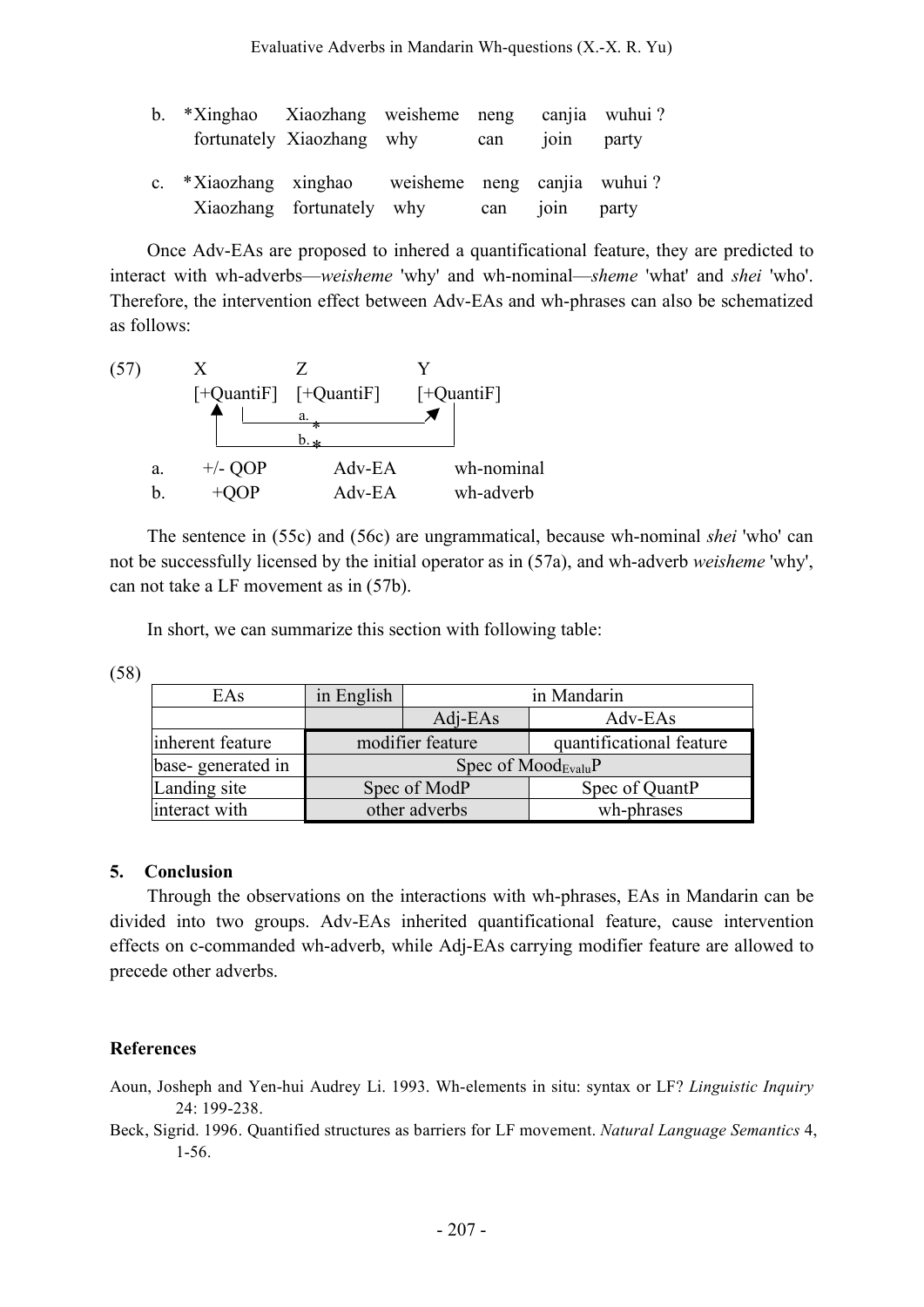b. *Xinghao Xiaozhang weisheme neng canjia wuhui ?
   fortunately Xiaozhang why can join party

c. *Xiaozhang xinghao weisheme neng canjia wuhui ?
   Xiaozhang fortunately why can join party

Once Adv-EAs are proposed to inhered a quantificational feature, they are predicted to interact with wh-adverbs—*weisheme* 'why' and wh-nominal—*sheme* 'what' and *shei* 'who'. Therefore, the intervention effect between Adv-EAs and wh-phrases can also be schematized as follows:

```
(57)     X              Z              Y
         [+QuantiF]     [+QuantiF]     [+QuantiF]
          ▲    |_____a.*_______________↗
          |___________b.*______________|

   a.    +/- QOP        Adv-EA         wh-nominal
   b.      +QOP         Adv-EA         wh-adverb
```

The sentence in (55c) and (56c) are ungrammatical, because wh-nominal *shei* 'who' can not be successfully licensed by the initial operator as in (57a), and wh-adverb *weisheme* 'why', can not take a LF movement as in (57b).

In short, we can summarize this section with following table:

(58)

| EAs | in English | in Mandarin | |
|---|---|---|---|
| | | Adj-EAs | Adv-EAs |
| inherent feature | modifier feature | | quantificational feature |
| base- generated in | Spec of $Mood_{Evalu}P$ | | |
| Landing site | Spec of ModP | | Spec of QuantP |
| interact with | other adverbs | | wh-phrases |

## 5. Conclusion

Through the observations on the interactions with wh-phrases, EAs in Mandarin can be divided into two groups. Adv-EAs inherited quantificational feature, cause intervention effects on c-commanded wh-adverb, while Adj-EAs carrying modifier feature are allowed to precede other adverbs.

## References

Aoun, Josheph and Yen-hui Audrey Li. 1993. Wh-elements in situ: syntax or LF? *Linguistic Inquiry* 24: 199-238.

Beck, Sigrid. 1996. Quantified structures as barriers for LF movement. *Natural Language Semantics* 4, 1-56.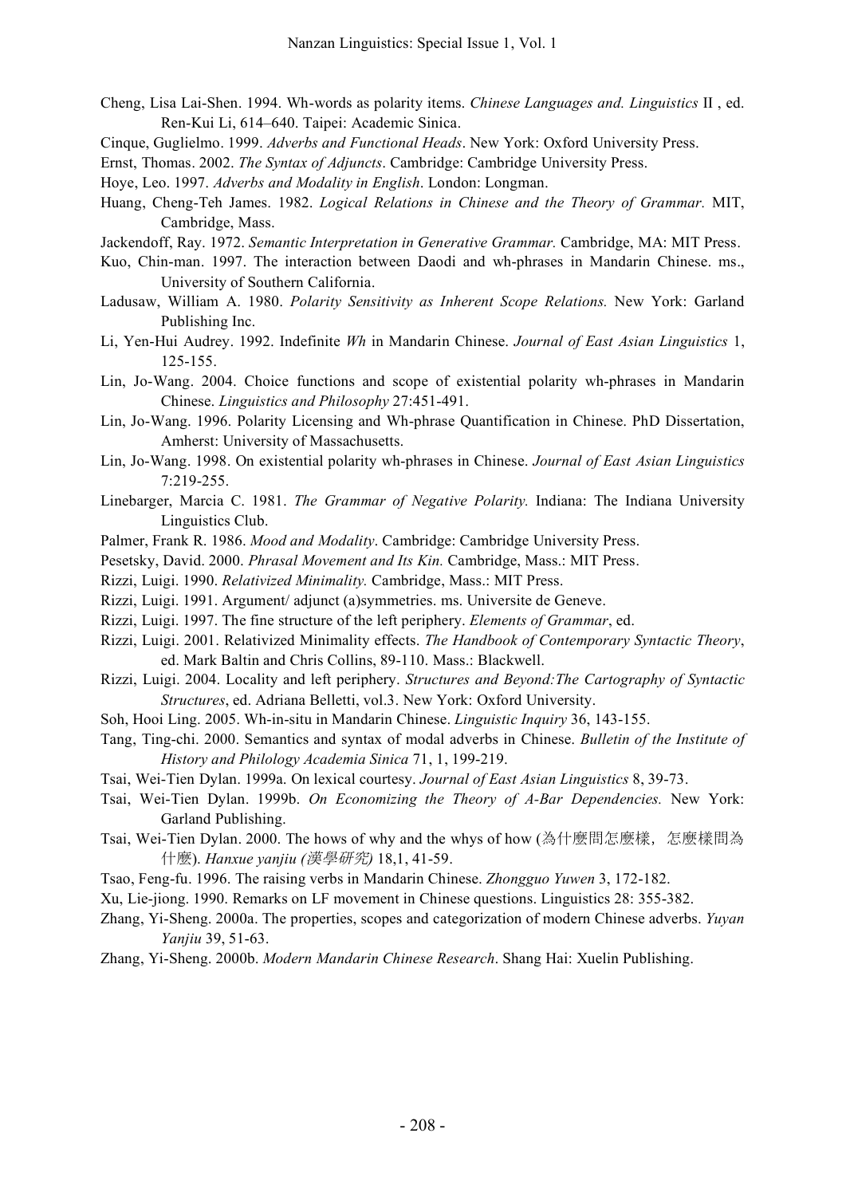Cheng, Lisa Lai-Shen. 1994. Wh-words as polarity items. *Chinese Languages and. Linguistics* II , ed. Ren-Kui Li, 614–640. Taipei: Academic Sinica.

Cinque, Guglielmo. 1999. *Adverbs and Functional Heads*. New York: Oxford University Press.

Ernst, Thomas. 2002. *The Syntax of Adjuncts*. Cambridge: Cambridge University Press.

Hoye, Leo. 1997. *Adverbs and Modality in English*. London: Longman.

Huang, Cheng-Teh James. 1982. *Logical Relations in Chinese and the Theory of Grammar.* MIT, Cambridge, Mass.

Jackendoff, Ray. 1972. *Semantic Interpretation in Generative Grammar.* Cambridge, MA: MIT Press.

Kuo, Chin-man. 1997. The interaction between Daodi and wh-phrases in Mandarin Chinese. ms., University of Southern California.

Ladusaw, William A. 1980. *Polarity Sensitivity as Inherent Scope Relations.* New York: Garland Publishing Inc.

Li, Yen-Hui Audrey. 1992. Indefinite *Wh* in Mandarin Chinese. *Journal of East Asian Linguistics* 1, 125-155.

Lin, Jo-Wang. 2004. Choice functions and scope of existential polarity wh-phrases in Mandarin Chinese. *Linguistics and Philosophy* 27:451-491.

Lin, Jo-Wang. 1996. Polarity Licensing and Wh-phrase Quantification in Chinese. PhD Dissertation, Amherst: University of Massachusetts.

Lin, Jo-Wang. 1998. On existential polarity wh-phrases in Chinese. *Journal of East Asian Linguistics* 7:219-255.

Linebarger, Marcia C. 1981. *The Grammar of Negative Polarity.* Indiana: The Indiana University Linguistics Club.

Palmer, Frank R. 1986. *Mood and Modality*. Cambridge: Cambridge University Press.

Pesetsky, David. 2000. *Phrasal Movement and Its Kin.* Cambridge, Mass.: MIT Press.

Rizzi, Luigi. 1990. *Relativized Minimality.* Cambridge, Mass.: MIT Press.

Rizzi, Luigi. 1991. Argument/ adjunct (a)symmetries. ms. Universite de Geneve.

Rizzi, Luigi. 1997. The fine structure of the left periphery. *Elements of Grammar*, ed.

Rizzi, Luigi. 2001. Relativized Minimality effects. *The Handbook of Contemporary Syntactic Theory*, ed. Mark Baltin and Chris Collins, 89-110. Mass.: Blackwell.

Rizzi, Luigi. 2004. Locality and left periphery. *Structures and Beyond:The Cartography of Syntactic Structures*, ed. Adriana Belletti, vol.3. New York: Oxford University.

Soh, Hooi Ling. 2005. Wh-in-situ in Mandarin Chinese. *Linguistic Inquiry* 36, 143-155.

Tang, Ting-chi. 2000. Semantics and syntax of modal adverbs in Chinese. *Bulletin of the Institute of History and Philology Academia Sinica* 71, 1, 199-219.

Tsai, Wei-Tien Dylan. 1999a. On lexical courtesy. *Journal of East Asian Linguistics* 8, 39-73.

Tsai, Wei-Tien Dylan. 1999b. *On Economizing the Theory of A-Bar Dependencies.* New York: Garland Publishing.

Tsai, Wei-Tien Dylan. 2000. The hows of why and the whys of how (為什麼問怎麼樣，怎麼樣問為什麼). *Hanxue yanjiu (漢學研究)* 18,1, 41-59.

Tsao, Feng-fu. 1996. The raising verbs in Mandarin Chinese. *Zhongguo Yuwen* 3, 172-182.

Xu, Lie-jiong. 1990. Remarks on LF movement in Chinese questions. Linguistics 28: 355-382.

Zhang, Yi-Sheng. 2000a. The properties, scopes and categorization of modern Chinese adverbs. *Yuyan Yanjiu* 39, 51-63.

Zhang, Yi-Sheng. 2000b. *Modern Mandarin Chinese Research*. Shang Hai: Xuelin Publishing.